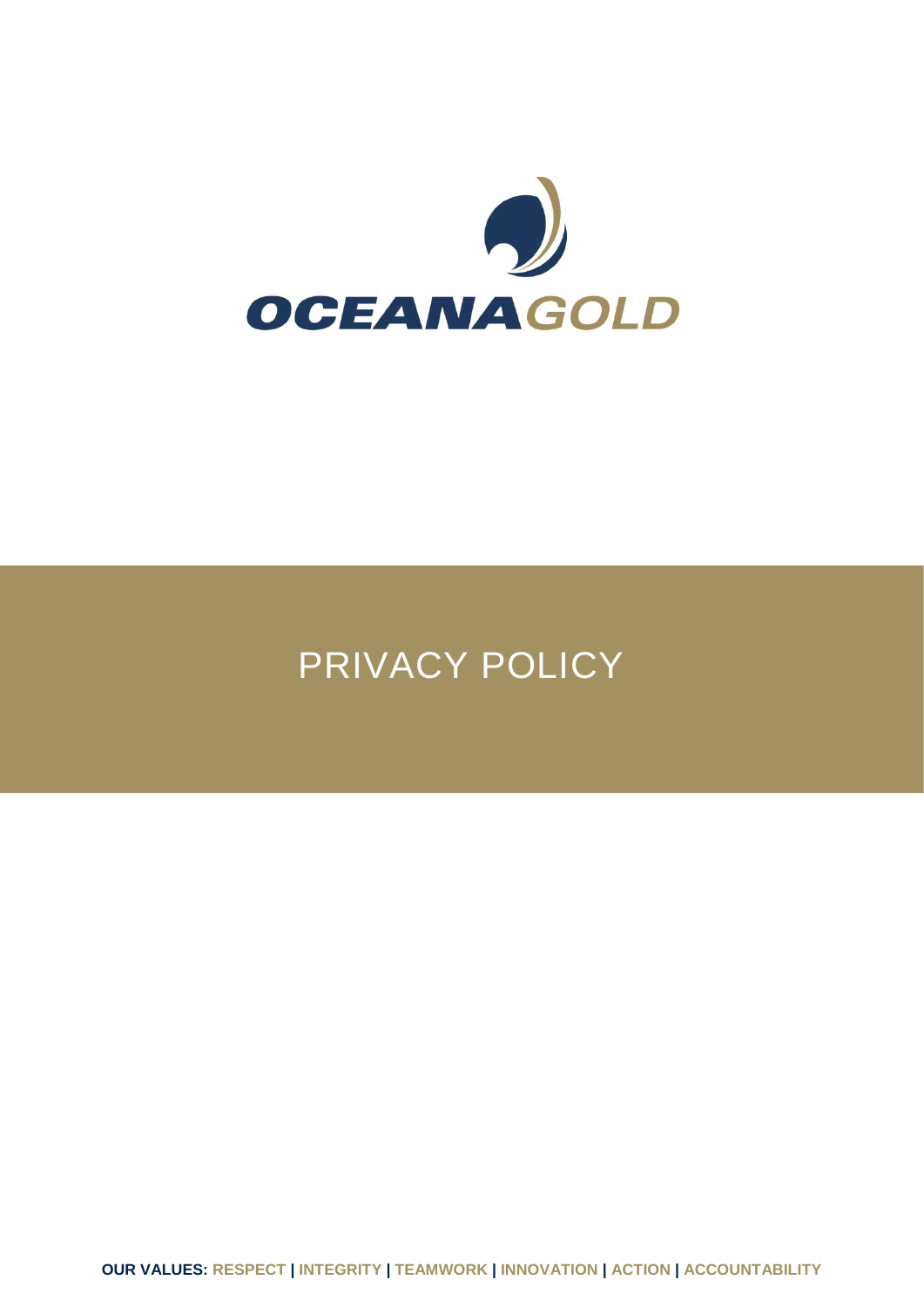# OCEANAGOLD

# PRIVACY POLICY

**OUR VALUES: RESPECT | INTEGRITY | TEAMWORK | INNOVATION | ACTION | ACCOUNTABILITY**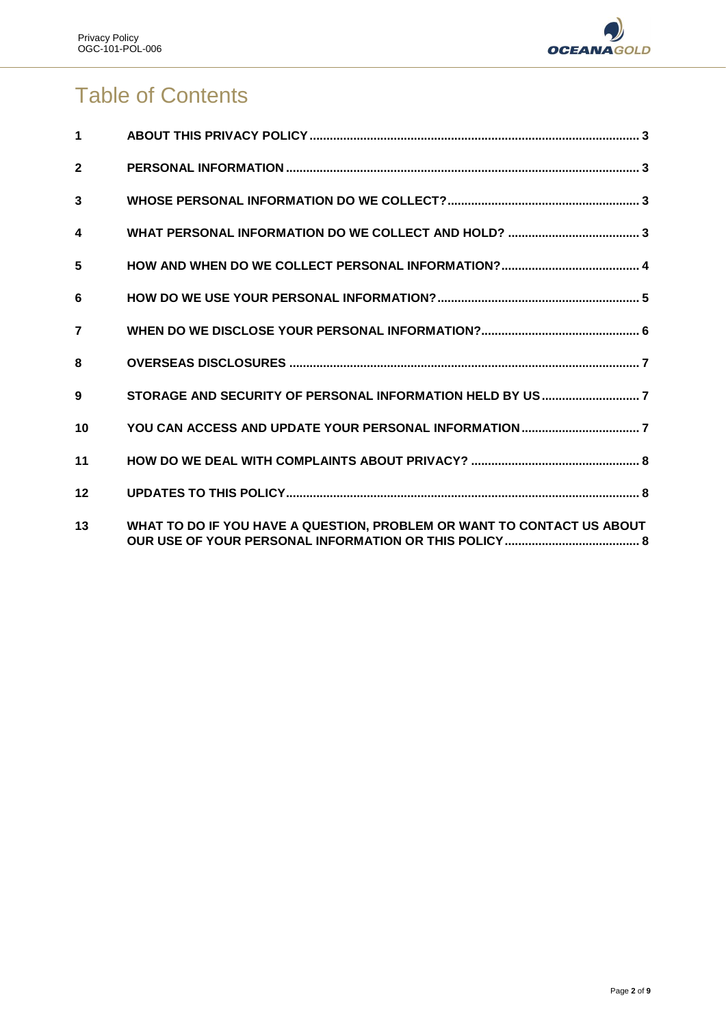# Table of Contents

| | | |
|---|---|---|
| 1 | ABOUT THIS PRIVACY POLICY | 3 |
| 2 | PERSONAL INFORMATION | 3 |
| 3 | WHOSE PERSONAL INFORMATION DO WE COLLECT? | 3 |
| 4 | WHAT PERSONAL INFORMATION DO WE COLLECT AND HOLD? | 3 |
| 5 | HOW AND WHEN DO WE COLLECT PERSONAL INFORMATION? | 4 |
| 6 | HOW DO WE USE YOUR PERSONAL INFORMATION? | 5 |
| 7 | WHEN DO WE DISCLOSE YOUR PERSONAL INFORMATION? | 6 |
| 8 | OVERSEAS DISCLOSURES | 7 |
| 9 | STORAGE AND SECURITY OF PERSONAL INFORMATION HELD BY US | 7 |
| 10 | YOU CAN ACCESS AND UPDATE YOUR PERSONAL INFORMATION | 7 |
| 11 | HOW DO WE DEAL WITH COMPLAINTS ABOUT PRIVACY? | 8 |
| 12 | UPDATES TO THIS POLICY | 8 |
| 13 | WHAT TO DO IF YOU HAVE A QUESTION, PROBLEM OR WANT TO CONTACT US ABOUT OUR USE OF YOUR PERSONAL INFORMATION OR THIS POLICY | 8 |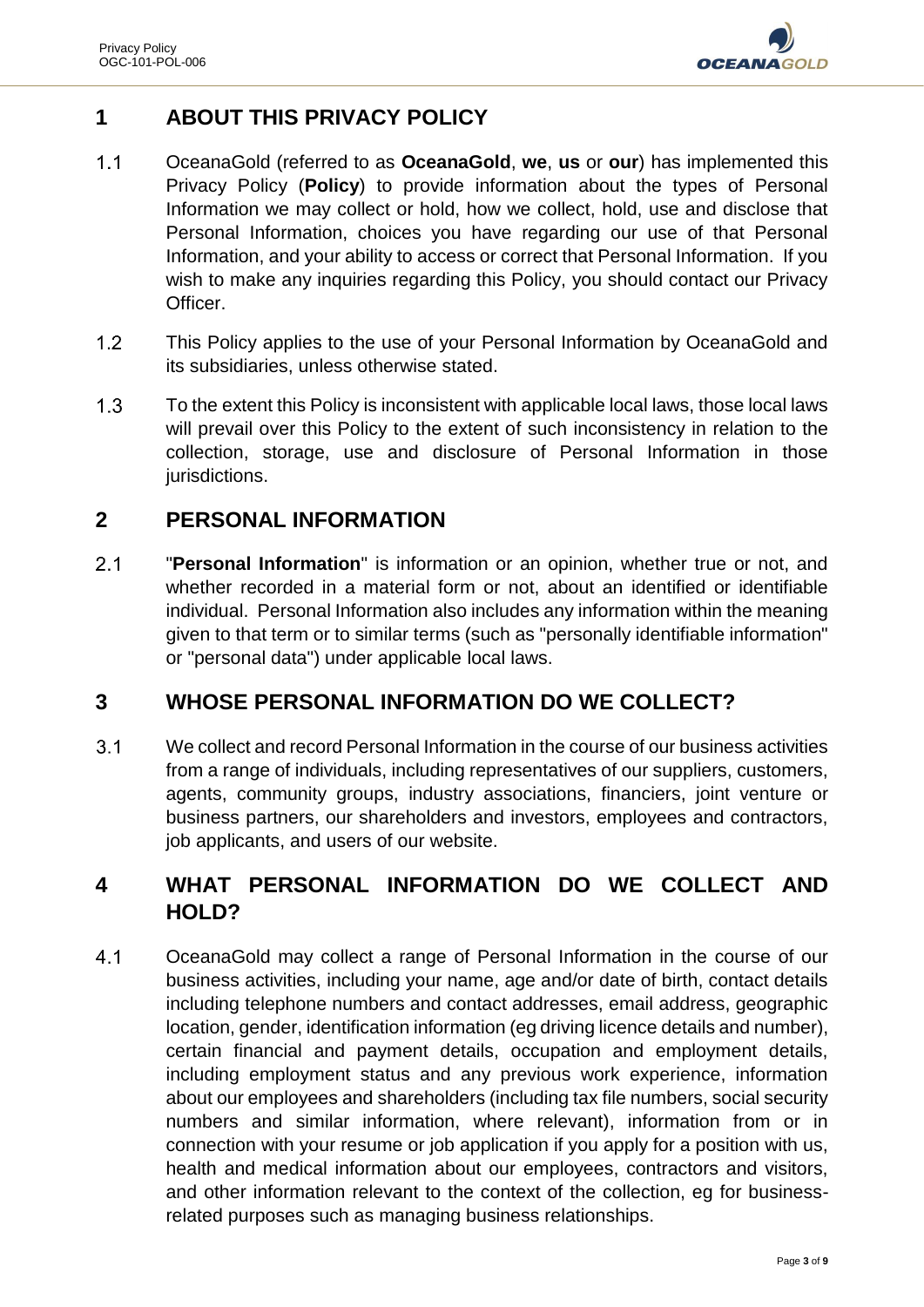## 1 ABOUT THIS PRIVACY POLICY

1.1 OceanaGold (referred to as **OceanaGold**, **we**, **us** or **our**) has implemented this Privacy Policy (**Policy**) to provide information about the types of Personal Information we may collect or hold, how we collect, hold, use and disclose that Personal Information, choices you have regarding our use of that Personal Information, and your ability to access or correct that Personal Information. If you wish to make any inquiries regarding this Policy, you should contact our Privacy Officer.

1.2 This Policy applies to the use of your Personal Information by OceanaGold and its subsidiaries, unless otherwise stated.

1.3 To the extent this Policy is inconsistent with applicable local laws, those local laws will prevail over this Policy to the extent of such inconsistency in relation to the collection, storage, use and disclosure of Personal Information in those jurisdictions.

## 2 PERSONAL INFORMATION

2.1 "**Personal Information**" is information or an opinion, whether true or not, and whether recorded in a material form or not, about an identified or identifiable individual. Personal Information also includes any information within the meaning given to that term or to similar terms (such as "personally identifiable information" or "personal data") under applicable local laws.

## 3 WHOSE PERSONAL INFORMATION DO WE COLLECT?

3.1 We collect and record Personal Information in the course of our business activities from a range of individuals, including representatives of our suppliers, customers, agents, community groups, industry associations, financiers, joint venture or business partners, our shareholders and investors, employees and contractors, job applicants, and users of our website.

## 4 WHAT PERSONAL INFORMATION DO WE COLLECT AND HOLD?

4.1 OceanaGold may collect a range of Personal Information in the course of our business activities, including your name, age and/or date of birth, contact details including telephone numbers and contact addresses, email address, geographic location, gender, identification information (eg driving licence details and number), certain financial and payment details, occupation and employment details, including employment status and any previous work experience, information about our employees and shareholders (including tax file numbers, social security numbers and similar information, where relevant), information from or in connection with your resume or job application if you apply for a position with us, health and medical information about our employees, contractors and visitors, and other information relevant to the context of the collection, eg for business-related purposes such as managing business relationships.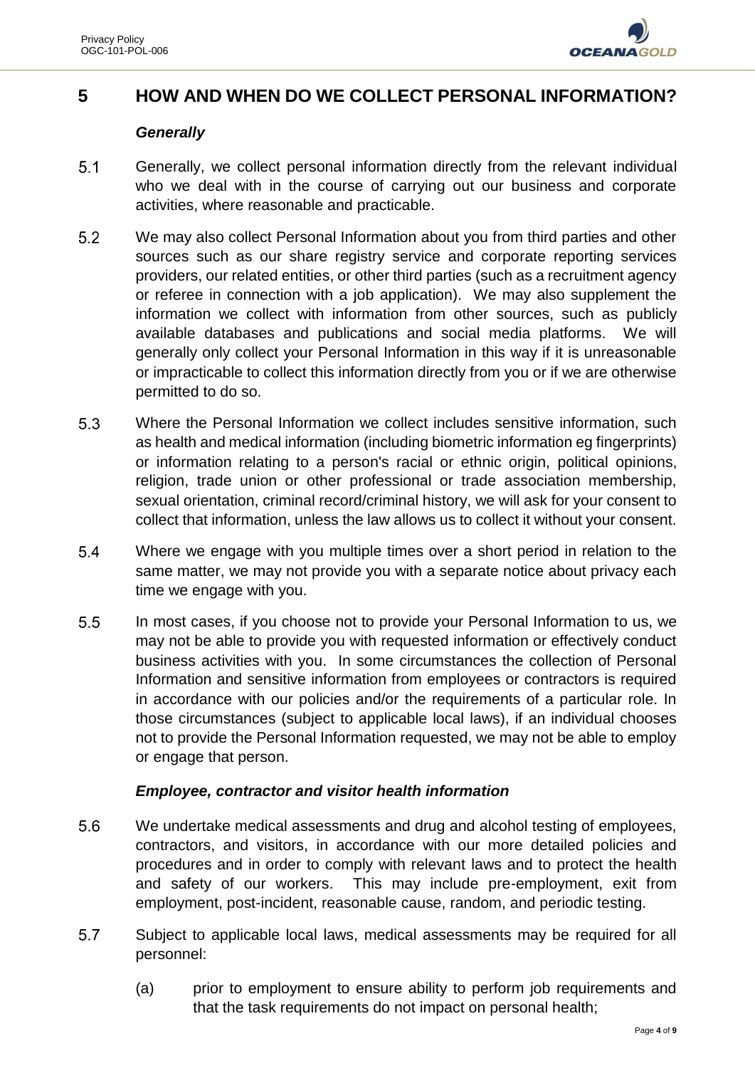# 5 HOW AND WHEN DO WE COLLECT PERSONAL INFORMATION?

***Generally***

5.1 Generally, we collect personal information directly from the relevant individual who we deal with in the course of carrying out our business and corporate activities, where reasonable and practicable.

5.2 We may also collect Personal Information about you from third parties and other sources such as our share registry service and corporate reporting services providers, our related entities, or other third parties (such as a recruitment agency or referee in connection with a job application). We may also supplement the information we collect with information from other sources, such as publicly available databases and publications and social media platforms. We will generally only collect your Personal Information in this way if it is unreasonable or impracticable to collect this information directly from you or if we are otherwise permitted to do so.

5.3 Where the Personal Information we collect includes sensitive information, such as health and medical information (including biometric information eg fingerprints) or information relating to a person's racial or ethnic origin, political opinions, religion, trade union or other professional or trade association membership, sexual orientation, criminal record/criminal history, we will ask for your consent to collect that information, unless the law allows us to collect it without your consent.

5.4 Where we engage with you multiple times over a short period in relation to the same matter, we may not provide you with a separate notice about privacy each time we engage with you.

5.5 In most cases, if you choose not to provide your Personal Information to us, we may not be able to provide you with requested information or effectively conduct business activities with you. In some circumstances the collection of Personal Information and sensitive information from employees or contractors is required in accordance with our policies and/or the requirements of a particular role. In those circumstances (subject to applicable local laws), if an individual chooses not to provide the Personal Information requested, we may not be able to employ or engage that person.

***Employee, contractor and visitor health information***

5.6 We undertake medical assessments and drug and alcohol testing of employees, contractors, and visitors, in accordance with our more detailed policies and procedures and in order to comply with relevant laws and to protect the health and safety of our workers. This may include pre-employment, exit from employment, post-incident, reasonable cause, random, and periodic testing.

5.7 Subject to applicable local laws, medical assessments may be required for all personnel:

(a) prior to employment to ensure ability to perform job requirements and that the task requirements do not impact on personal health;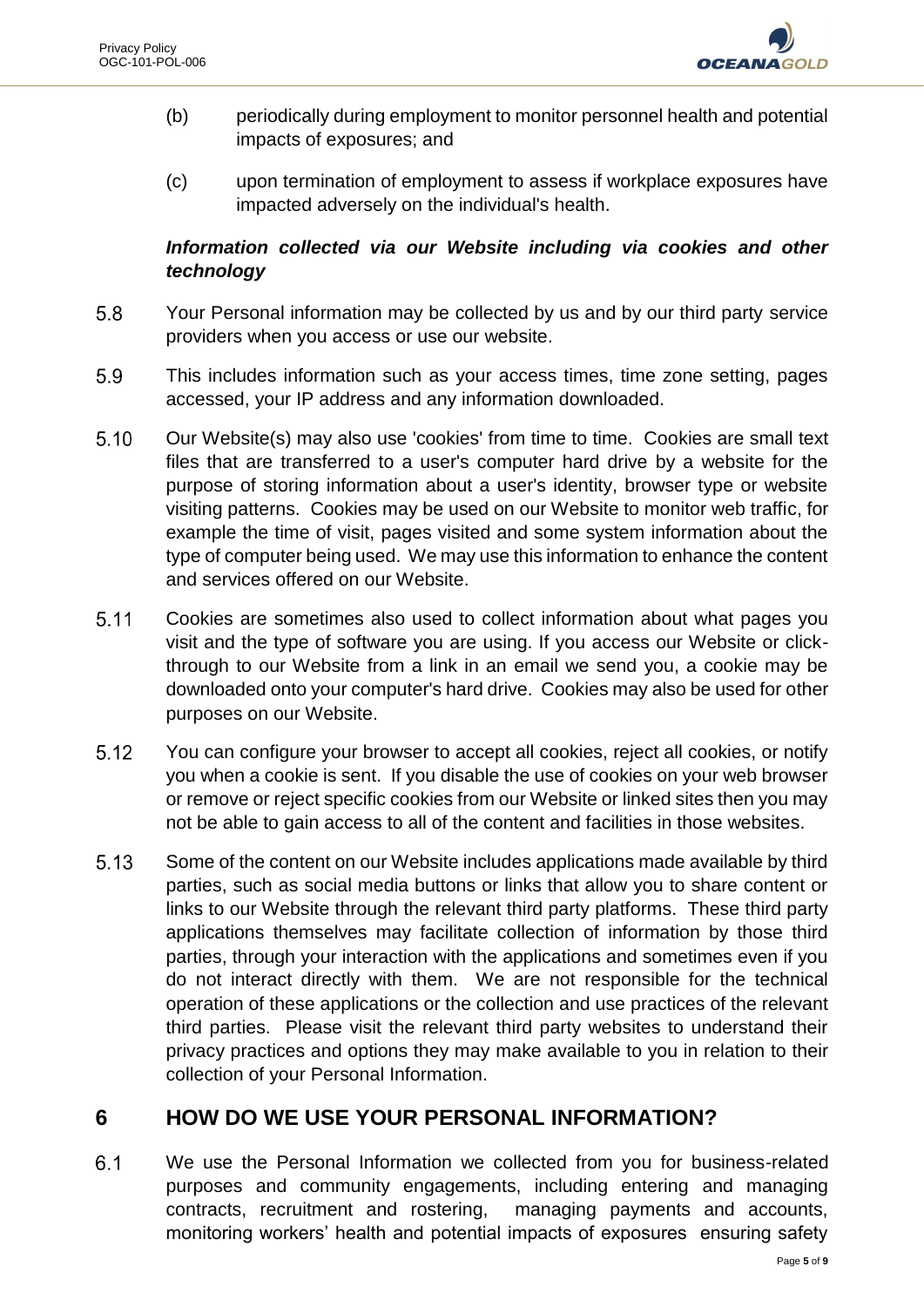(b) periodically during employment to monitor personnel health and potential impacts of exposures; and

(c) upon termination of employment to assess if workplace exposures have impacted adversely on the individual's health.

***Information collected via our Website including via cookies and other technology***

5.8 Your Personal information may be collected by us and by our third party service providers when you access or use our website.

5.9 This includes information such as your access times, time zone setting, pages accessed, your IP address and any information downloaded.

5.10 Our Website(s) may also use 'cookies' from time to time. Cookies are small text files that are transferred to a user's computer hard drive by a website for the purpose of storing information about a user's identity, browser type or website visiting patterns. Cookies may be used on our Website to monitor web traffic, for example the time of visit, pages visited and some system information about the type of computer being used. We may use this information to enhance the content and services offered on our Website.

5.11 Cookies are sometimes also used to collect information about what pages you visit and the type of software you are using. If you access our Website or click-through to our Website from a link in an email we send you, a cookie may be downloaded onto your computer's hard drive. Cookies may also be used for other purposes on our Website.

5.12 You can configure your browser to accept all cookies, reject all cookies, or notify you when a cookie is sent. If you disable the use of cookies on your web browser or remove or reject specific cookies from our Website or linked sites then you may not be able to gain access to all of the content and facilities in those websites.

5.13 Some of the content on our Website includes applications made available by third parties, such as social media buttons or links that allow you to share content or links to our Website through the relevant third party platforms. These third party applications themselves may facilitate collection of information by those third parties, through your interaction with the applications and sometimes even if you do not interact directly with them. We are not responsible for the technical operation of these applications or the collection and use practices of the relevant third parties. Please visit the relevant third party websites to understand their privacy practices and options they may make available to you in relation to their collection of your Personal Information.

## 6 HOW DO WE USE YOUR PERSONAL INFORMATION?

6.1 We use the Personal Information we collected from you for business-related purposes and community engagements, including entering and managing contracts, recruitment and rostering, managing payments and accounts, monitoring workers' health and potential impacts of exposures ensuring safety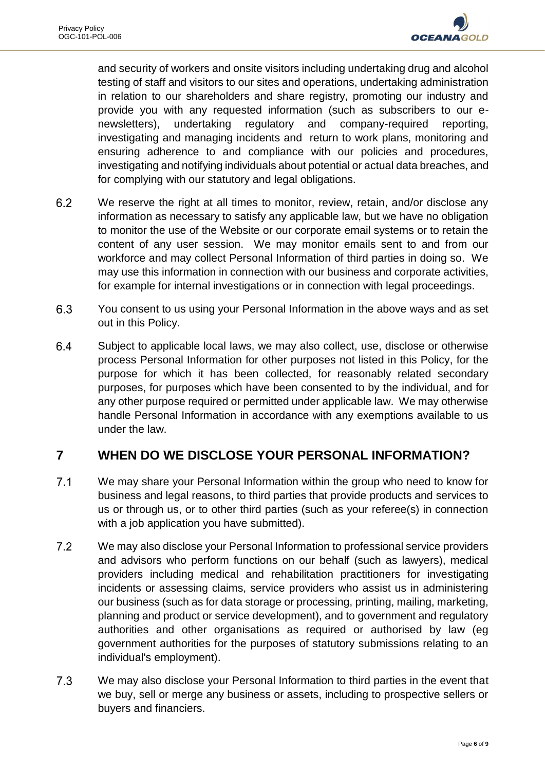and security of workers and onsite visitors including undertaking drug and alcohol testing of staff and visitors to our sites and operations, undertaking administration in relation to our shareholders and share registry, promoting our industry and provide you with any requested information (such as subscribers to our e-newsletters), undertaking regulatory and company-required reporting, investigating and managing incidents and return to work plans, monitoring and ensuring adherence to and compliance with our policies and procedures, investigating and notifying individuals about potential or actual data breaches, and for complying with our statutory and legal obligations.

6.2 We reserve the right at all times to monitor, review, retain, and/or disclose any information as necessary to satisfy any applicable law, but we have no obligation to monitor the use of the Website or our corporate email systems or to retain the content of any user session. We may monitor emails sent to and from our workforce and may collect Personal Information of third parties in doing so. We may use this information in connection with our business and corporate activities, for example for internal investigations or in connection with legal proceedings.

6.3 You consent to us using your Personal Information in the above ways and as set out in this Policy.

6.4 Subject to applicable local laws, we may also collect, use, disclose or otherwise process Personal Information for other purposes not listed in this Policy, for the purpose for which it has been collected, for reasonably related secondary purposes, for purposes which have been consented to by the individual, and for any other purpose required or permitted under applicable law. We may otherwise handle Personal Information in accordance with any exemptions available to us under the law.

## 7 WHEN DO WE DISCLOSE YOUR PERSONAL INFORMATION?

7.1 We may share your Personal Information within the group who need to know for business and legal reasons, to third parties that provide products and services to us or through us, or to other third parties (such as your referee(s) in connection with a job application you have submitted).

7.2 We may also disclose your Personal Information to professional service providers and advisors who perform functions on our behalf (such as lawyers), medical providers including medical and rehabilitation practitioners for investigating incidents or assessing claims, service providers who assist us in administering our business (such as for data storage or processing, printing, mailing, marketing, planning and product or service development), and to government and regulatory authorities and other organisations as required or authorised by law (eg government authorities for the purposes of statutory submissions relating to an individual's employment).

7.3 We may also disclose your Personal Information to third parties in the event that we buy, sell or merge any business or assets, including to prospective sellers or buyers and financiers.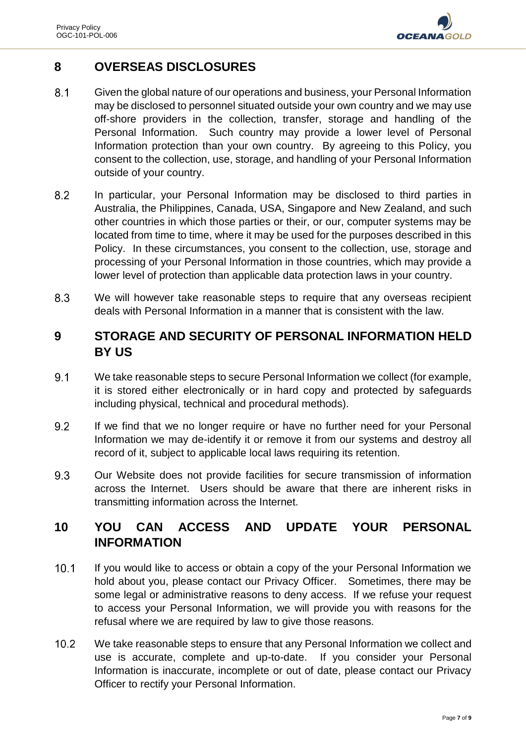## 8 OVERSEAS DISCLOSURES

8.1 Given the global nature of our operations and business, your Personal Information may be disclosed to personnel situated outside your own country and we may use off-shore providers in the collection, transfer, storage and handling of the Personal Information. Such country may provide a lower level of Personal Information protection than your own country. By agreeing to this Policy, you consent to the collection, use, storage, and handling of your Personal Information outside of your country.

8.2 In particular, your Personal Information may be disclosed to third parties in Australia, the Philippines, Canada, USA, Singapore and New Zealand, and such other countries in which those parties or their, or our, computer systems may be located from time to time, where it may be used for the purposes described in this Policy. In these circumstances, you consent to the collection, use, storage and processing of your Personal Information in those countries, which may provide a lower level of protection than applicable data protection laws in your country.

8.3 We will however take reasonable steps to require that any overseas recipient deals with Personal Information in a manner that is consistent with the law.

## 9 STORAGE AND SECURITY OF PERSONAL INFORMATION HELD BY US

9.1 We take reasonable steps to secure Personal Information we collect (for example, it is stored either electronically or in hard copy and protected by safeguards including physical, technical and procedural methods).

9.2 If we find that we no longer require or have no further need for your Personal Information we may de-identify it or remove it from our systems and destroy all record of it, subject to applicable local laws requiring its retention.

9.3 Our Website does not provide facilities for secure transmission of information across the Internet. Users should be aware that there are inherent risks in transmitting information across the Internet.

## 10 YOU CAN ACCESS AND UPDATE YOUR PERSONAL INFORMATION

10.1 If you would like to access or obtain a copy of the your Personal Information we hold about you, please contact our Privacy Officer. Sometimes, there may be some legal or administrative reasons to deny access. If we refuse your request to access your Personal Information, we will provide you with reasons for the refusal where we are required by law to give those reasons.

10.2 We take reasonable steps to ensure that any Personal Information we collect and use is accurate, complete and up-to-date. If you consider your Personal Information is inaccurate, incomplete or out of date, please contact our Privacy Officer to rectify your Personal Information.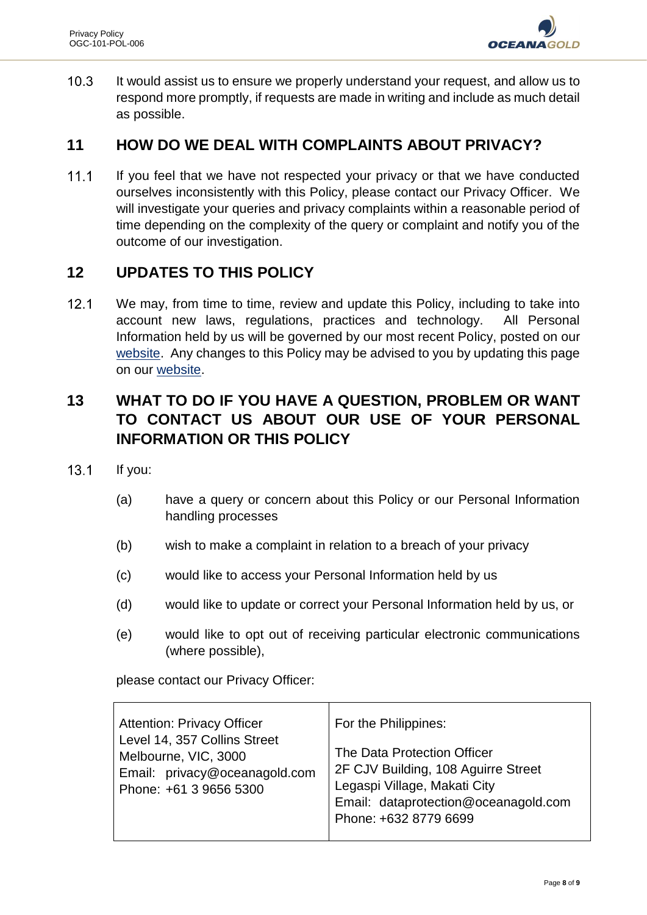10.3 It would assist us to ensure we properly understand your request, and allow us to respond more promptly, if requests are made in writing and include as much detail as possible.

## 11 HOW DO WE DEAL WITH COMPLAINTS ABOUT PRIVACY?

11.1 If you feel that we have not respected your privacy or that we have conducted ourselves inconsistently with this Policy, please contact our Privacy Officer. We will investigate your queries and privacy complaints within a reasonable period of time depending on the complexity of the query or complaint and notify you of the outcome of our investigation.

## 12 UPDATES TO THIS POLICY

12.1 We may, from time to time, review and update this Policy, including to take into account new laws, regulations, practices and technology. All Personal Information held by us will be governed by our most recent Policy, posted on our website. Any changes to this Policy may be advised to you by updating this page on our website.

## 13 WHAT TO DO IF YOU HAVE A QUESTION, PROBLEM OR WANT TO CONTACT US ABOUT OUR USE OF YOUR PERSONAL INFORMATION OR THIS POLICY

13.1 If you:

(a) have a query or concern about this Policy or our Personal Information handling processes

(b) wish to make a complaint in relation to a breach of your privacy

(c) would like to access your Personal Information held by us

(d) would like to update or correct your Personal Information held by us, or

(e) would like to opt out of receiving particular electronic communications (where possible),

please contact our Privacy Officer:

| | |
|---|---|
| Attention: Privacy Officer<br>Level 14, 357 Collins Street<br>Melbourne, VIC, 3000<br>Email: privacy@oceanagold.com<br>Phone: +61 3 9656 5300 | For the Philippines:<br><br>The Data Protection Officer<br>2F CJV Building, 108 Aguirre Street<br>Legaspi Village, Makati City<br>Email: dataprotection@oceanagold.com<br>Phone: +632 8779 6699 |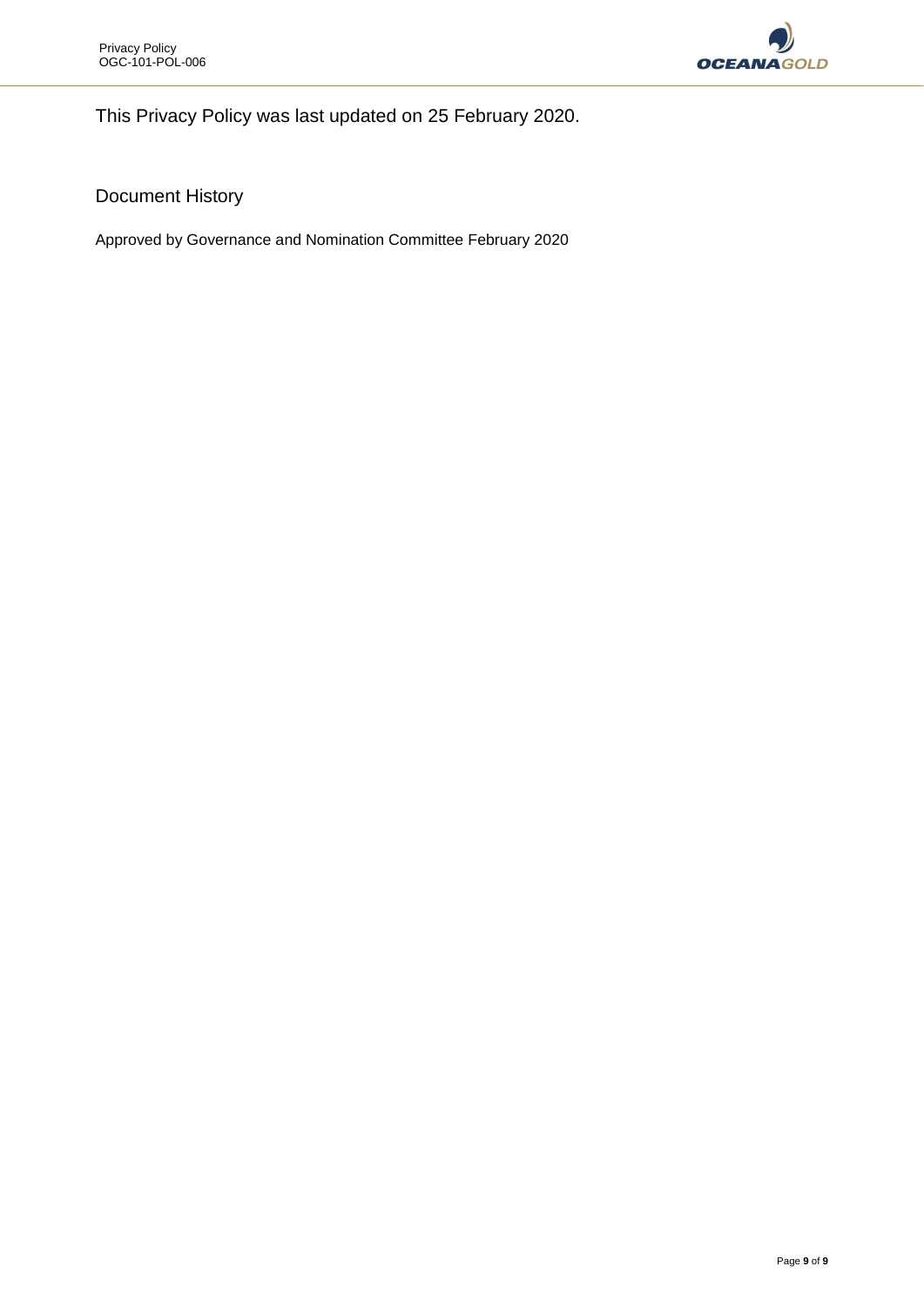This Privacy Policy was last updated on 25 February 2020.

## Document History

Approved by Governance and Nomination Committee February 2020